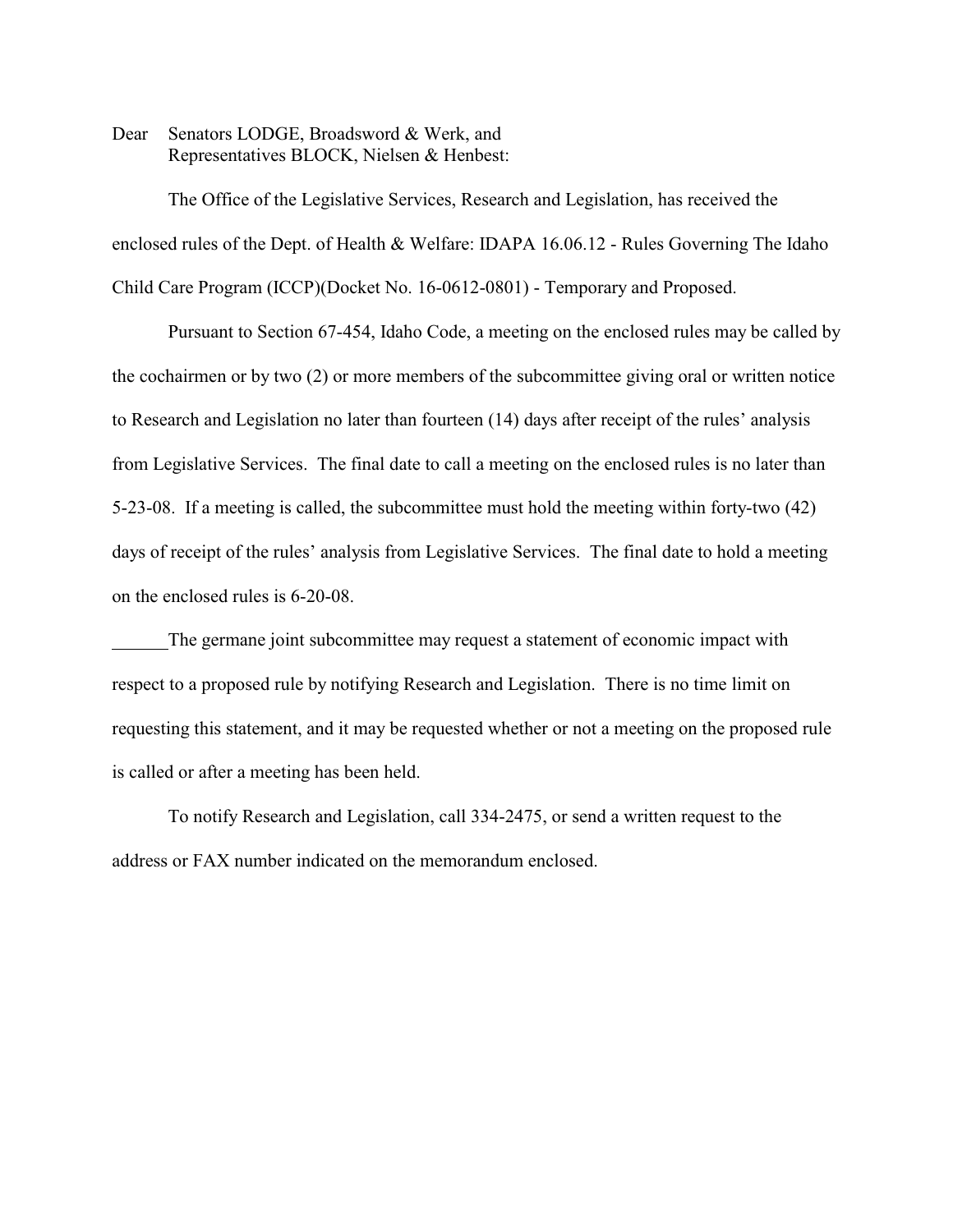Dear Senators LODGE, Broadsword & Werk, and
Representatives BLOCK, Nielsen & Henbest:

The Office of the Legislative Services, Research and Legislation, has received the enclosed rules of the Dept. of Health & Welfare: IDAPA 16.06.12 - Rules Governing The Idaho Child Care Program (ICCP)(Docket No. 16-0612-0801) - Temporary and Proposed.

Pursuant to Section 67-454, Idaho Code, a meeting on the enclosed rules may be called by the cochairmen or by two (2) or more members of the subcommittee giving oral or written notice to Research and Legislation no later than fourteen (14) days after receipt of the rules' analysis from Legislative Services. The final date to call a meeting on the enclosed rules is no later than 5-23-08. If a meeting is called, the subcommittee must hold the meeting within forty-two (42) days of receipt of the rules' analysis from Legislative Services. The final date to hold a meeting on the enclosed rules is 6-20-08.

______The germane joint subcommittee may request a statement of economic impact with respect to a proposed rule by notifying Research and Legislation. There is no time limit on requesting this statement, and it may be requested whether or not a meeting on the proposed rule is called or after a meeting has been held.

To notify Research and Legislation, call 334-2475, or send a written request to the address or FAX number indicated on the memorandum enclosed.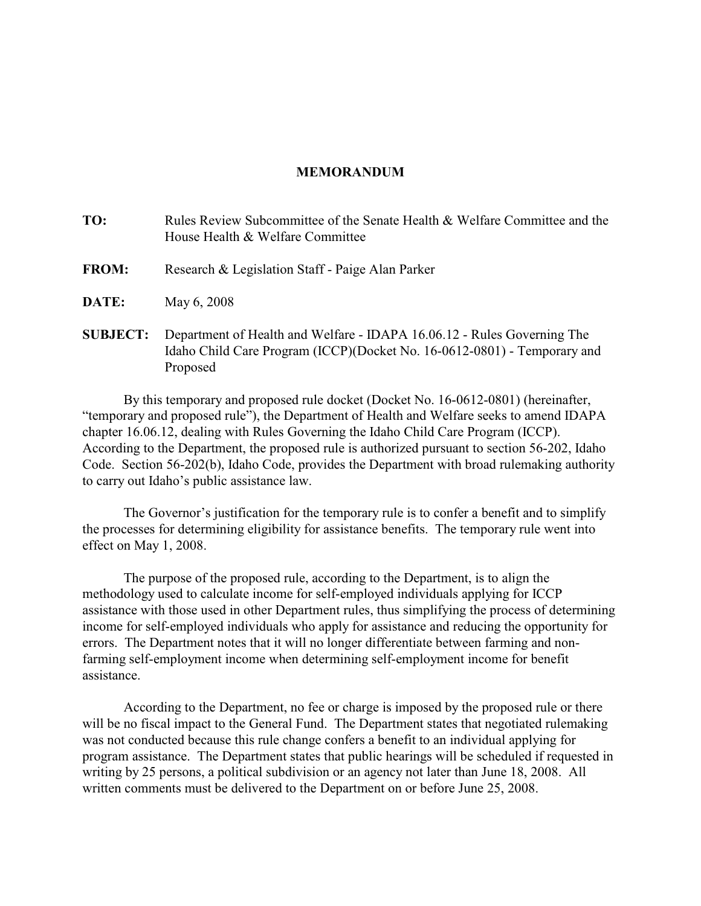**MEMORANDUM**

**TO:** Rules Review Subcommittee of the Senate Health & Welfare Committee and the House Health & Welfare Committee

**FROM:** Research & Legislation Staff - Paige Alan Parker

**DATE:** May 6, 2008

**SUBJECT:** Department of Health and Welfare - IDAPA 16.06.12 - Rules Governing The Idaho Child Care Program (ICCP)(Docket No. 16-0612-0801) - Temporary and Proposed

By this temporary and proposed rule docket (Docket No. 16-0612-0801) (hereinafter, "temporary and proposed rule"), the Department of Health and Welfare seeks to amend IDAPA chapter 16.06.12, dealing with Rules Governing the Idaho Child Care Program (ICCP). According to the Department, the proposed rule is authorized pursuant to section 56-202, Idaho Code. Section 56-202(b), Idaho Code, provides the Department with broad rulemaking authority to carry out Idaho's public assistance law.

The Governor's justification for the temporary rule is to confer a benefit and to simplify the processes for determining eligibility for assistance benefits. The temporary rule went into effect on May 1, 2008.

The purpose of the proposed rule, according to the Department, is to align the methodology used to calculate income for self-employed individuals applying for ICCP assistance with those used in other Department rules, thus simplifying the process of determining income for self-employed individuals who apply for assistance and reducing the opportunity for errors. The Department notes that it will no longer differentiate between farming and non-farming self-employment income when determining self-employment income for benefit assistance.

According to the Department, no fee or charge is imposed by the proposed rule or there will be no fiscal impact to the General Fund. The Department states that negotiated rulemaking was not conducted because this rule change confers a benefit to an individual applying for program assistance. The Department states that public hearings will be scheduled if requested in writing by 25 persons, a political subdivision or an agency not later than June 18, 2008. All written comments must be delivered to the Department on or before June 25, 2008.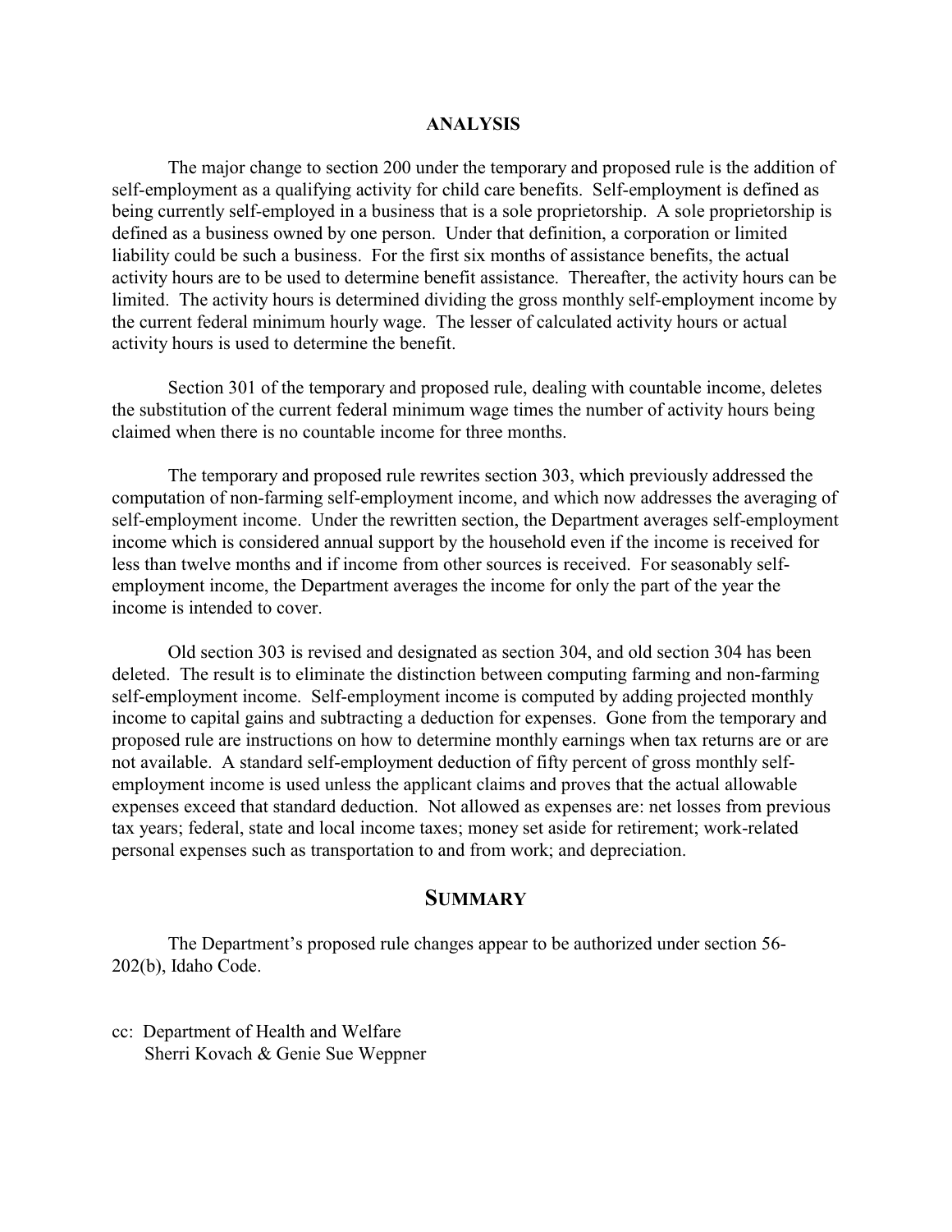## ANALYSIS

The major change to section 200 under the temporary and proposed rule is the addition of self-employment as a qualifying activity for child care benefits. Self-employment is defined as being currently self-employed in a business that is a sole proprietorship. A sole proprietorship is defined as a business owned by one person. Under that definition, a corporation or limited liability could be such a business. For the first six months of assistance benefits, the actual activity hours are to be used to determine benefit assistance. Thereafter, the activity hours can be limited. The activity hours is determined dividing the gross monthly self-employment income by the current federal minimum hourly wage. The lesser of calculated activity hours or actual activity hours is used to determine the benefit.

Section 301 of the temporary and proposed rule, dealing with countable income, deletes the substitution of the current federal minimum wage times the number of activity hours being claimed when there is no countable income for three months.

The temporary and proposed rule rewrites section 303, which previously addressed the computation of non-farming self-employment income, and which now addresses the averaging of self-employment income. Under the rewritten section, the Department averages self-employment income which is considered annual support by the household even if the income is received for less than twelve months and if income from other sources is received. For seasonably self-employment income, the Department averages the income for only the part of the year the income is intended to cover.

Old section 303 is revised and designated as section 304, and old section 304 has been deleted. The result is to eliminate the distinction between computing farming and non-farming self-employment income. Self-employment income is computed by adding projected monthly income to capital gains and subtracting a deduction for expenses. Gone from the temporary and proposed rule are instructions on how to determine monthly earnings when tax returns are or are not available. A standard self-employment deduction of fifty percent of gross monthly self-employment income is used unless the applicant claims and proves that the actual allowable expenses exceed that standard deduction. Not allowed as expenses are: net losses from previous tax years; federal, state and local income taxes; money set aside for retirement; work-related personal expenses such as transportation to and from work; and depreciation.

## SUMMARY

The Department's proposed rule changes appear to be authorized under section 56-202(b), Idaho Code.

cc: Department of Health and Welfare
Sherri Kovach & Genie Sue Weppner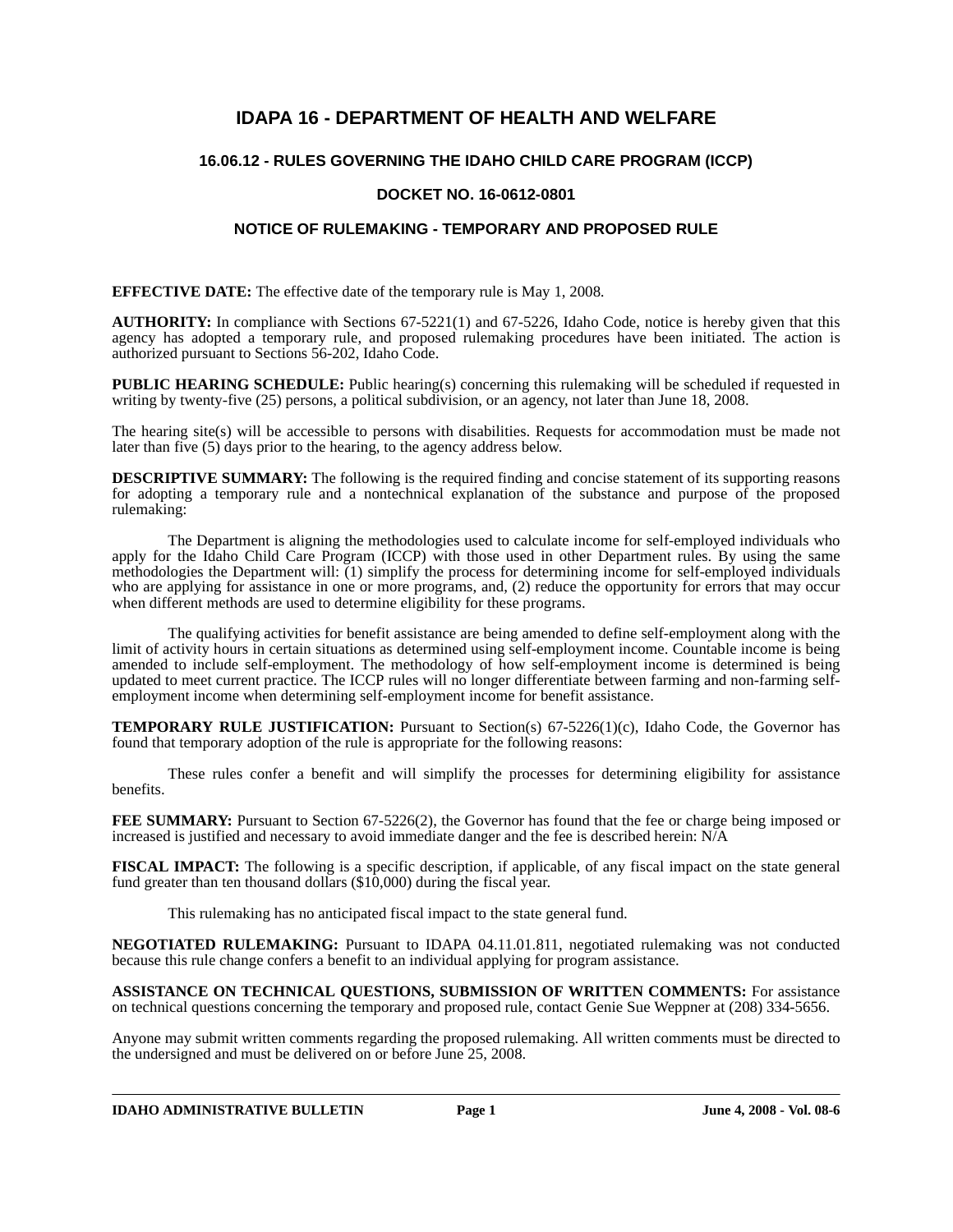# IDAPA 16 - DEPARTMENT OF HEALTH AND WELFARE

## 16.06.12 - RULES GOVERNING THE IDAHO CHILD CARE PROGRAM (ICCP)

## DOCKET NO. 16-0612-0801

## NOTICE OF RULEMAKING - TEMPORARY AND PROPOSED RULE

**EFFECTIVE DATE:** The effective date of the temporary rule is May 1, 2008.

**AUTHORITY:** In compliance with Sections 67-5221(1) and 67-5226, Idaho Code, notice is hereby given that this agency has adopted a temporary rule, and proposed rulemaking procedures have been initiated. The action is authorized pursuant to Sections 56-202, Idaho Code.

**PUBLIC HEARING SCHEDULE:** Public hearing(s) concerning this rulemaking will be scheduled if requested in writing by twenty-five (25) persons, a political subdivision, or an agency, not later than June 18, 2008.

The hearing site(s) will be accessible to persons with disabilities. Requests for accommodation must be made not later than five (5) days prior to the hearing, to the agency address below.

**DESCRIPTIVE SUMMARY:** The following is the required finding and concise statement of its supporting reasons for adopting a temporary rule and a nontechnical explanation of the substance and purpose of the proposed rulemaking:

The Department is aligning the methodologies used to calculate income for self-employed individuals who apply for the Idaho Child Care Program (ICCP) with those used in other Department rules. By using the same methodologies the Department will: (1) simplify the process for determining income for self-employed individuals who are applying for assistance in one or more programs, and, (2) reduce the opportunity for errors that may occur when different methods are used to determine eligibility for these programs.

The qualifying activities for benefit assistance are being amended to define self-employment along with the limit of activity hours in certain situations as determined using self-employment income. Countable income is being amended to include self-employment. The methodology of how self-employment income is determined is being updated to meet current practice. The ICCP rules will no longer differentiate between farming and non-farming self-employment income when determining self-employment income for benefit assistance.

**TEMPORARY RULE JUSTIFICATION:** Pursuant to Section(s) 67-5226(1)(c), Idaho Code, the Governor has found that temporary adoption of the rule is appropriate for the following reasons:

These rules confer a benefit and will simplify the processes for determining eligibility for assistance benefits.

**FEE SUMMARY:** Pursuant to Section 67-5226(2), the Governor has found that the fee or charge being imposed or increased is justified and necessary to avoid immediate danger and the fee is described herein: N/A

**FISCAL IMPACT:** The following is a specific description, if applicable, of any fiscal impact on the state general fund greater than ten thousand dollars ($10,000) during the fiscal year.

This rulemaking has no anticipated fiscal impact to the state general fund.

**NEGOTIATED RULEMAKING:** Pursuant to IDAPA 04.11.01.811, negotiated rulemaking was not conducted because this rule change confers a benefit to an individual applying for program assistance.

**ASSISTANCE ON TECHNICAL QUESTIONS, SUBMISSION OF WRITTEN COMMENTS:** For assistance on technical questions concerning the temporary and proposed rule, contact Genie Sue Weppner at (208) 334-5656.

Anyone may submit written comments regarding the proposed rulemaking. All written comments must be directed to the undersigned and must be delivered on or before June 25, 2008.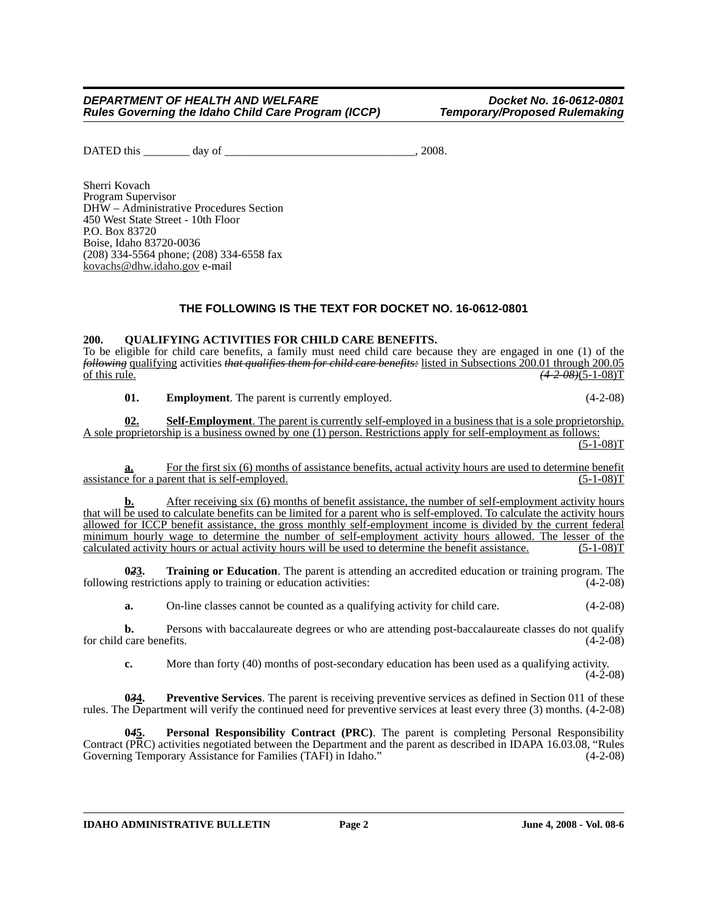DATED this ________ day of _________________________________, 2008.

Sherri Kovach
Program Supervisor
DHW – Administrative Procedures Section
450 West State Street - 10th Floor
P.O. Box 83720
Boise, Idaho 83720-0036
(208) 334-5564 phone; (208) 334-6558 fax
kovachs@dhw.idaho.gov e-mail

### THE FOLLOWING IS THE TEXT FOR DOCKET NO. 16-0612-0801

**200. QUALIFYING ACTIVITIES FOR CHILD CARE BENEFITS.**

To be eligible for child care benefits, a family must need child care because they are engaged in one (1) of the ~~*following*~~ qualifying activities ~~*that qualifies them for child care benefits:*~~ listed in Subsections 200.01 through 200.05 of this rule. ~~*(4-2-08)*~~(5-1-08)T

**01. Employment**. The parent is currently employed. (4-2-08)

**02. Self-Employment**. The parent is currently self-employed in a business that is a sole proprietorship. A sole proprietorship is a business owned by one (1) person. Restrictions apply for self-employment as follows: (5-1-08)T

**a.** For the first six (6) months of assistance benefits, actual activity hours are used to determine benefit assistance for a parent that is self-employed. (5-1-08)T

**b.** After receiving six (6) months of benefit assistance, the number of self-employment activity hours that will be used to calculate benefits can be limited for a parent who is self-employed. To calculate the activity hours allowed for ICCP benefit assistance, the gross monthly self-employment income is divided by the current federal minimum hourly wage to determine the number of self-employment activity hours allowed. The lesser of the calculated activity hours or actual activity hours will be used to determine the benefit assistance. (5-1-08)T

**0~~*2*~~3. Training or Education**. The parent is attending an accredited education or training program. The following restrictions apply to training or education activities: (4-2-08)

**a.** On-line classes cannot be counted as a qualifying activity for child care. (4-2-08)

**b.** Persons with baccalaureate degrees or who are attending post-baccalaureate classes do not qualify for child care benefits. (4-2-08)

**c.** More than forty (40) months of post-secondary education has been used as a qualifying activity. (4-2-08)

**0~~*3*~~4. Preventive Services**. The parent is receiving preventive services as defined in Section 011 of these rules. The Department will verify the continued need for preventive services at least every three (3) months. (4-2-08)

**0~~*4*~~5. Personal Responsibility Contract (PRC)**. The parent is completing Personal Responsibility Contract (PRC) activities negotiated between the Department and the parent as described in IDAPA 16.03.08, "Rules Governing Temporary Assistance for Families (TAFI) in Idaho." (4-2-08)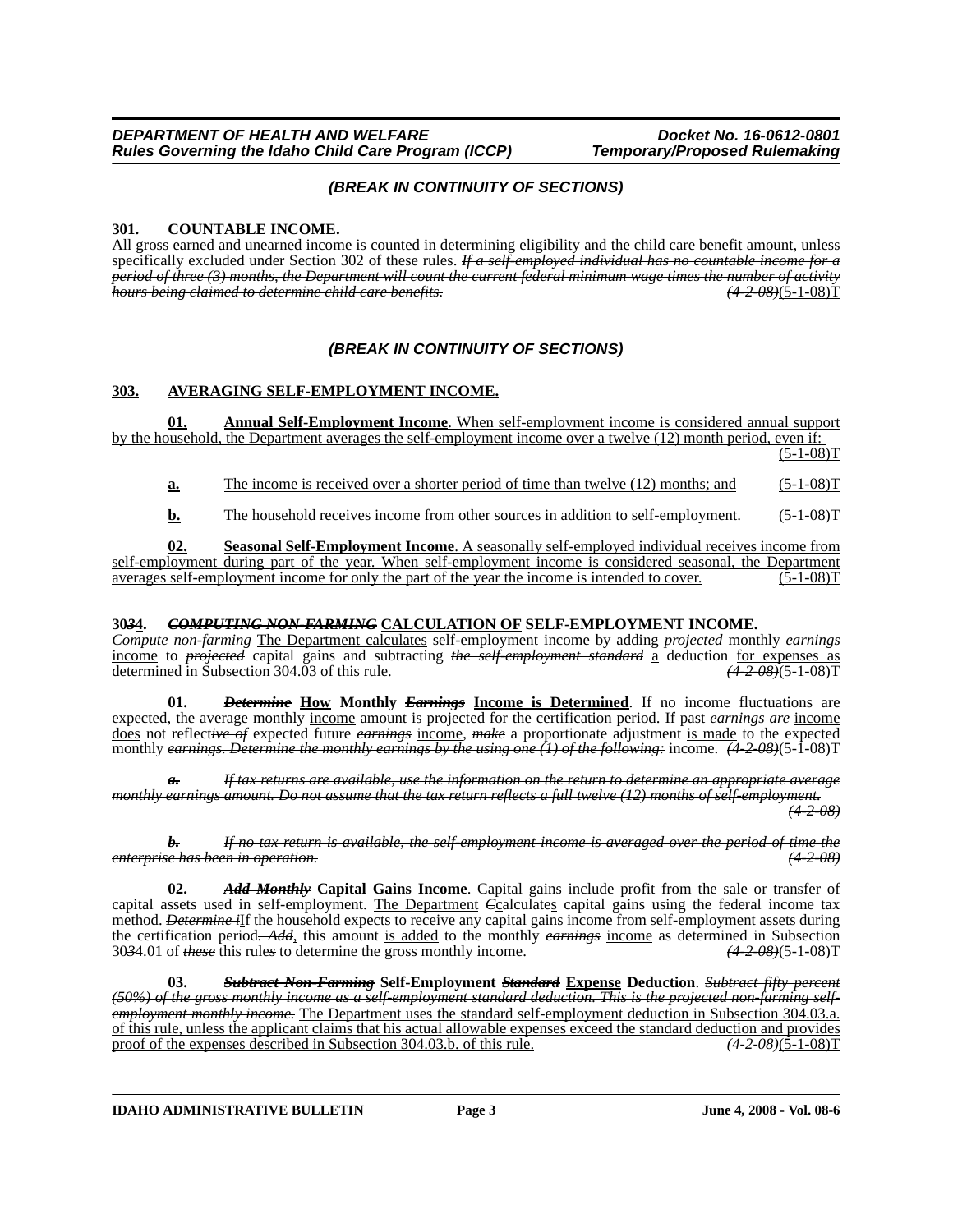*(BREAK IN CONTINUITY OF SECTIONS)*

**301. COUNTABLE INCOME.**

All gross earned and unearned income is counted in determining eligibility and the child care benefit amount, unless specifically excluded under Section 302 of these rules. ~~*If a self-employed individual has no countable income for a period of three (3) months, the Department will count the current federal minimum wage times the number of activity hours being claimed to determine child care benefits.*~~ ~~*(4-2-08)*~~(5-1-08)T

*(BREAK IN CONTINUITY OF SECTIONS)*

**<u>303.</u> <u>AVERAGING SELF-EMPLOYMENT INCOME.</u>**

**<u>01.</u>** **<u>Annual Self-Employment Income</u>**. <u>When self-employment income is considered annual support by the household, the Department averages the self-employment income over a twelve (12) month period, even if:</u> <u>(5-1-08)T</u>

**<u>a.</u>** <u>The income is received over a shorter period of time than twelve (12) months; and</u> <u>(5-1-08)T</u>

**<u>b.</u>** <u>The household receives income from other sources in addition to self-employment.</u> <u>(5-1-08)T</u>

**<u>02.</u>** **<u>Seasonal Self-Employment Income</u>**. <u>A seasonally self-employed individual receives income from self-employment during part of the year. When self-employment income is considered seasonal, the Department averages self-employment income for only the part of the year the income is intended to cover.</u> <u>(5-1-08)T</u>

**30~~*3*~~4. ~~*COMPUTING NON-FARMING*~~ <u>CALCULATION OF</u> SELF-EMPLOYMENT INCOME.**

~~*Compute non-farming*~~ <u>The Department calculates</u> self-employment income by adding ~~*projected*~~ monthly ~~*earnings*~~ <u>income</u> to ~~*projected*~~ capital gains and subtracting ~~*the self-employment standard*~~ <u>a</u> deduction <u>for expenses as determined in Subsection 304.03 of this rule</u>. ~~*(4-2-08)*~~(5-1-08)T

**01.** ~~***Determine***~~ **<u>How</u> Monthly** ~~***Earnings***~~ **<u>Income is Determined</u>**. If no income fluctuations are expected, the average monthly <u>income</u> amount is projected for the certification period. If past ~~*earnings are*~~ <u>income does</u> not reflect~~*ive of*~~ expected future ~~*earnings*~~ <u>income</u>, ~~*make*~~ a proportionate adjustment <u>is made</u> to the expected monthly ~~*earnings. Determine the monthly earnings by the using one (1) of the following:*~~ <u>income.</u> ~~*(4-2-08)*~~(5-1-08)T

~~***a.*** *If tax returns are available, use the information on the return to determine an appropriate average monthly earnings amount. Do not assume that the tax return reflects a full twelve (12) months of self-employment.*~~ ~~*(4-2-08)*~~

~~***b.*** *If no tax return is available, the self-employment income is averaged over the period of time the enterprise has been in operation.*~~ ~~*(4-2-08)*~~

**02.** ~~***Add Monthly***~~ **Capital Gains Income**. Capital gains include profit from the sale or transfer of capital assets used in self-employment. <u>The Department</u> ~~*C*~~<u>c</u>alculate<u>s</u> capital gains using the federal income tax method. ~~*Determine i*~~<u>I</u>f the household expects to receive any capital gains income from self-employment assets during the certification period~~*. Add*~~<u>,</u> this amount <u>is added</u> to the monthly ~~*earnings*~~ <u>income</u> as determined in Subsection 30~~*3*~~4.01 of ~~*these*~~ <u>this</u> rule~~*s*~~ to determine the gross monthly income. ~~*(4-2-08)*~~(5-1-08)T

**03.** ~~***Subtract Non-Farming***~~ **Self-Employment** ~~***Standard***~~ **<u>Expense</u> Deduction**. ~~*Subtract fifty percent (50%) of the gross monthly income as a self-employment standard deduction. This is the projected non-farming self-employment monthly income.*~~ <u>The Department uses the standard self-employment deduction in Subsection 304.03.a. of this rule, unless the applicant claims that his actual allowable expenses exceed the standard deduction and provides proof of the expenses described in Subsection 304.03.b. of this rule.</u> ~~*(4-2-08)*~~(5-1-08)T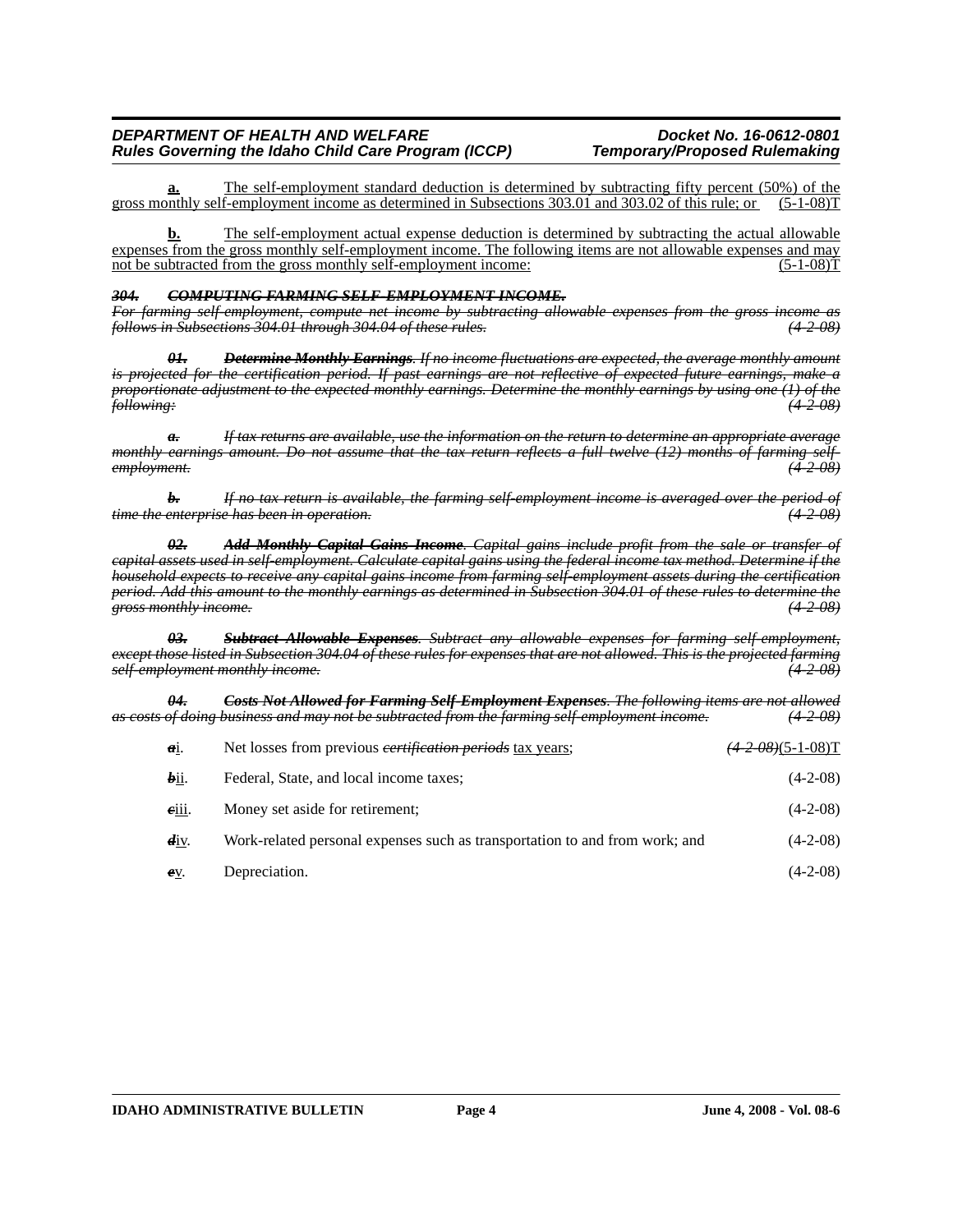**a.** The self-employment standard deduction is determined by subtracting fifty percent (50%) of the gross monthly self-employment income as determined in Subsections 303.01 and 303.02 of this rule; or (5-1-08)T

**b.** The self-employment actual expense deduction is determined by subtracting the actual allowable expenses from the gross monthly self-employment income. The following items are not allowable expenses and may not be subtracted from the gross monthly self-employment income: (5-1-08)T

~~***304. COMPUTING FARMING SELF-EMPLOYMENT INCOME.***~~

~~*For farming self-employment, compute net income by subtracting allowable expenses from the gross income as follows in Subsections 304.01 through 304.04 of these rules. (4-2-08)*~~

~~***01. Determine Monthly Earnings**. If no income fluctuations are expected, the average monthly amount is projected for the certification period. If past earnings are not reflective of expected future earnings, make a proportionate adjustment to the expected monthly earnings. Determine the monthly earnings by using one (1) of the following: (4-2-08)*~~

~~***a.** If tax returns are available, use the information on the return to determine an appropriate average monthly earnings amount. Do not assume that the tax return reflects a full twelve (12) months of farming self-employment. (4-2-08)*~~

~~***b.** If no tax return is available, the farming self-employment income is averaged over the period of time the enterprise has been in operation. (4-2-08)*~~

~~***02. Add Monthly Capital Gains Income**. Capital gains include profit from the sale or transfer of capital assets used in self-employment. Calculate capital gains using the federal income tax method. Determine if the household expects to receive any capital gains income from farming self-employment assets during the certification period. Add this amount to the monthly earnings as determined in Subsection 304.01 of these rules to determine the gross monthly income. (4-2-08)*~~

~~***03. Subtract Allowable Expenses**. Subtract any allowable expenses for farming self-employment, except those listed in Subsection 304.04 of these rules for expenses that are not allowed. This is the projected farming self-employment monthly income. (4-2-08)*~~

~~***04. Costs Not Allowed for Farming Self-Employment Expenses**. The following items are not allowed as costs of doing business and may not be subtracted from the farming self-employment income. (4-2-08)*~~

~~***a**~~i. Net losses from previous ~~*certification periods*~~ tax years; ~~*(4-2-08)*~~(5-1-08)T

~~***b**~~ii. Federal, State, and local income taxes; (4-2-08)

~~***c**~~iii. Money set aside for retirement; (4-2-08)

~~***d**~~iv. Work-related personal expenses such as transportation to and from work; and (4-2-08)

~~***e**~~v. Depreciation. (4-2-08)